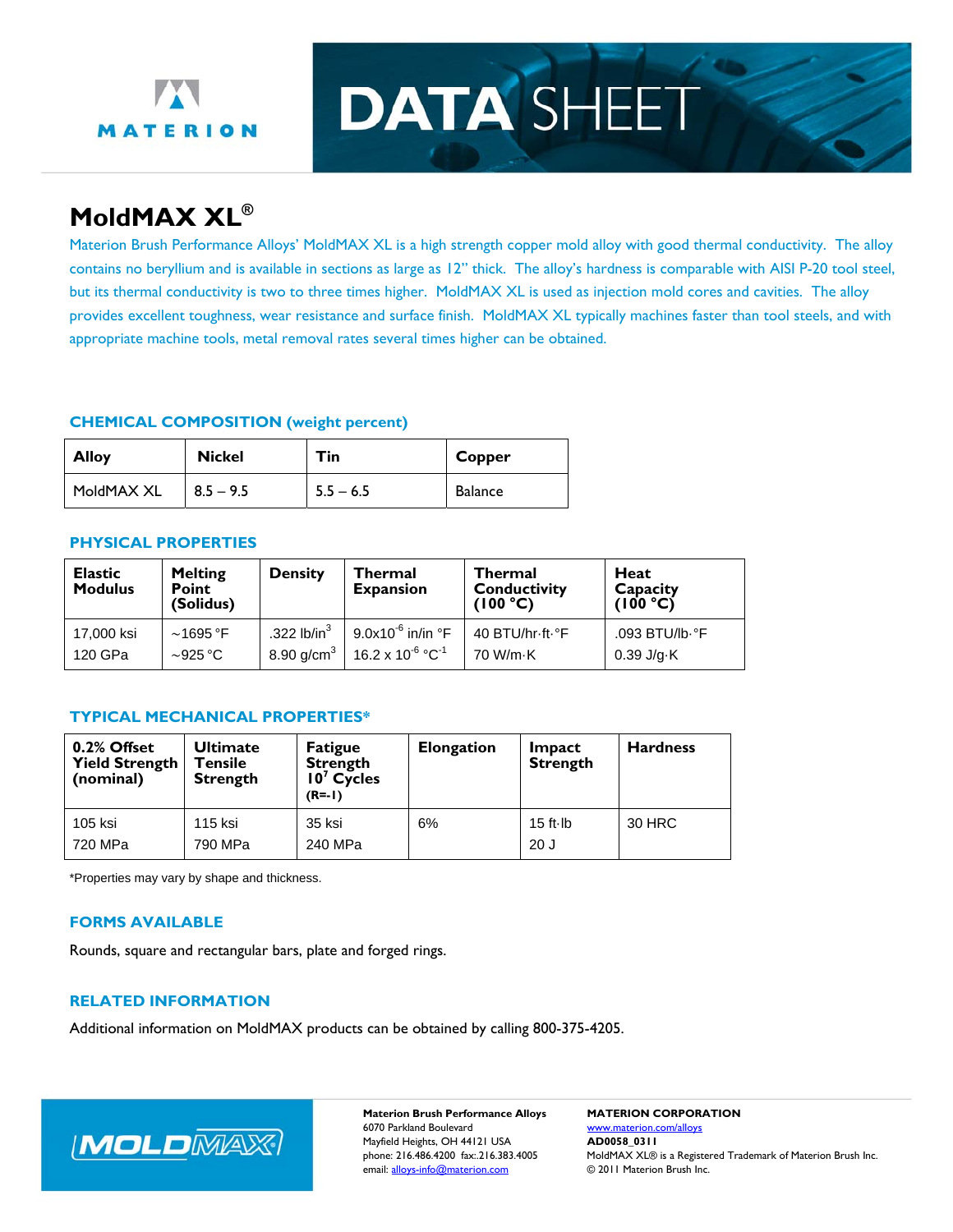MATERION

# DATA SHEET

## MoldMAX XL®

Materion Brush Performance Alloys' MoldMAX XL is a high strength copper mold alloy with good thermal conductivity. The alloy contains no beryllium and is available in sections as large as 12" thick. The alloy's hardness is comparable with AISI P-20 tool steel, but its thermal conductivity is two to three times higher. MoldMAX XL is used as injection mold cores and cavities. The alloy provides excellent toughness, wear resistance and surface finish. MoldMAX XL typically machines faster than tool steels, and with appropriate machine tools, metal removal rates several times higher can be obtained.

### CHEMICAL COMPOSITION (weight percent)

| Alloy | Nickel | Tin | Copper |
|---|---|---|---|
| MoldMAX XL | 8.5 – 9.5 | 5.5 – 6.5 | Balance |

### PHYSICAL PROPERTIES

| Elastic Modulus | Melting Point (Solidus) | Density | Thermal Expansion | Thermal Conductivity (100 °C) | Heat Capacity (100 °C) |
|---|---|---|---|---|---|
| 17,000 ksi<br>120 GPa | ~1695 °F<br>~925 °C | .322 $lb/in^3$<br>8.90 $g/cm^3$ | $9.0 \times 10^{-6}$ in/in °F<br>$16.2 \times 10^{-6}$ $°C^{-1}$ | 40 BTU/hr·ft·°F<br>70 W/m·K | .093 BTU/lb·°F<br>0.39 J/g·K |

### TYPICAL MECHANICAL PROPERTIES*

| 0.2% Offset Yield Strength (nominal) | Ultimate Tensile Strength | Fatigue Strength $10^7$ Cycles (R=-1) | Elongation | Impact Strength | Hardness |
|---|---|---|---|---|---|
| 105 ksi<br>720 MPa | 115 ksi<br>790 MPa | 35 ksi<br>240 MPa | 6% | 15 ft·lb<br>20 J | 30 HRC |

*Properties may vary by shape and thickness.

### FORMS AVAILABLE

Rounds, square and rectangular bars, plate and forged rings.

### RELATED INFORMATION

Additional information on MoldMAX products can be obtained by calling 800-375-4205.

MOLDMAX

**Materion Brush Performance Alloys**
6070 Parkland Boulevard
Mayfield Heights, OH 44121 USA
phone: 216.486.4200 fax:.216.383.4005
email: alloys-info@materion.com

**MATERION CORPORATION**
www.materion.com/alloys
**AD0058_0311**
MoldMAX XL® is a Registered Trademark of Materion Brush Inc.
© 2011 Materion Brush Inc.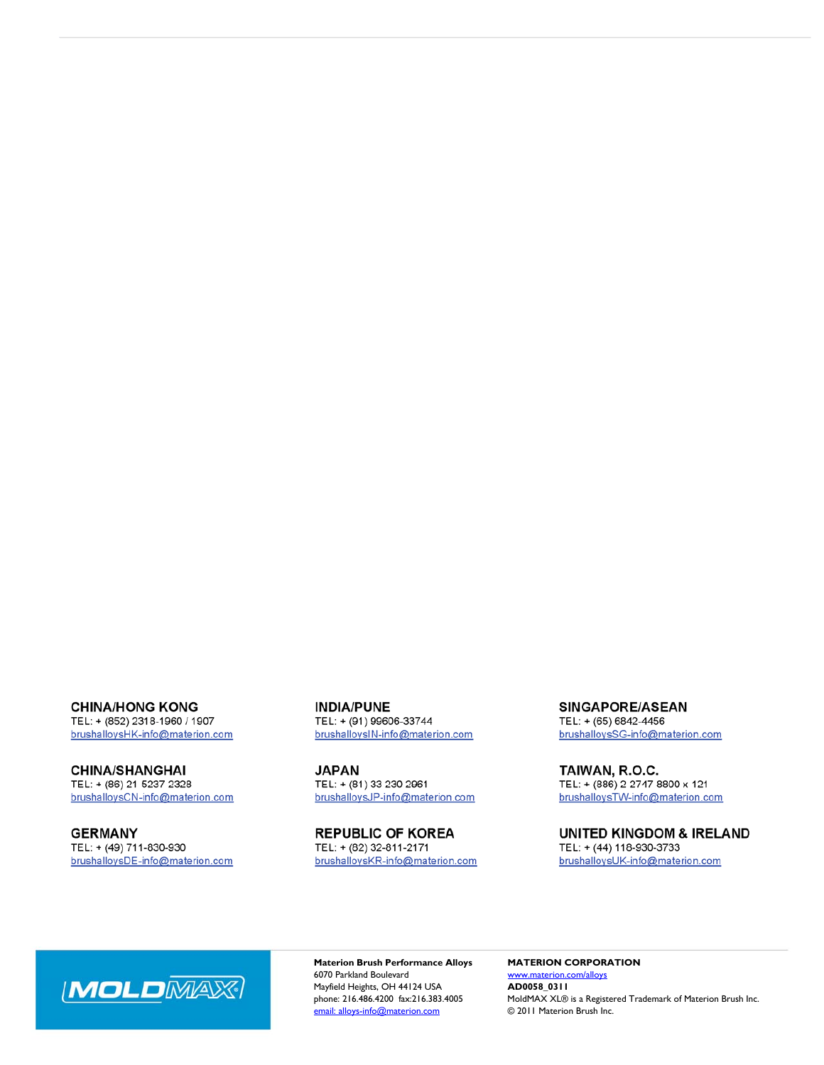**CHINA/HONG KONG**
TEL: + (852) 2318-1960 / 1907
brushalloysHK-info@materion.com

**CHINA/SHANGHAI**
TEL: + (86) 21 5237 2328
brushalloysCN-info@materion.com

**GERMANY**
TEL: + (49) 711-830-930
brushalloysDE-info@materion.com

**INDIA/PUNE**
TEL: + (91) 99606-33744
brushalloysIN-info@materion.com

**JAPAN**
TEL: + (81) 33 230 2961
brushalloysJP-info@materion.com

**REPUBLIC OF KOREA**
TEL: + (82) 32-811-2171
brushalloysKR-info@materion.com

**SINGAPORE/ASEAN**
TEL: + (65) 6842-4456
brushalloysSG-info@materion.com

**TAIWAN, R.O.C.**
TEL: + (886) 2 2747 8800 x 121
brushalloysTW-info@materion.com

**UNITED KINGDOM & IRELAND**
TEL: + (44) 118-930-3733
brushalloysUK-info@materion.com

MOLDMAX®

**Materion Brush Performance Alloys**
6070 Parkland Boulevard
Mayfield Heights, OH 44124 USA
phone: 216.486.4200 fax:216.383.4005
email: alloys-info@materion.com

**MATERION CORPORATION**
www.materion.com/alloys
**AD0058_0311**
MoldMAX XL® is a Registered Trademark of Materion Brush Inc.
© 2011 Materion Brush Inc.